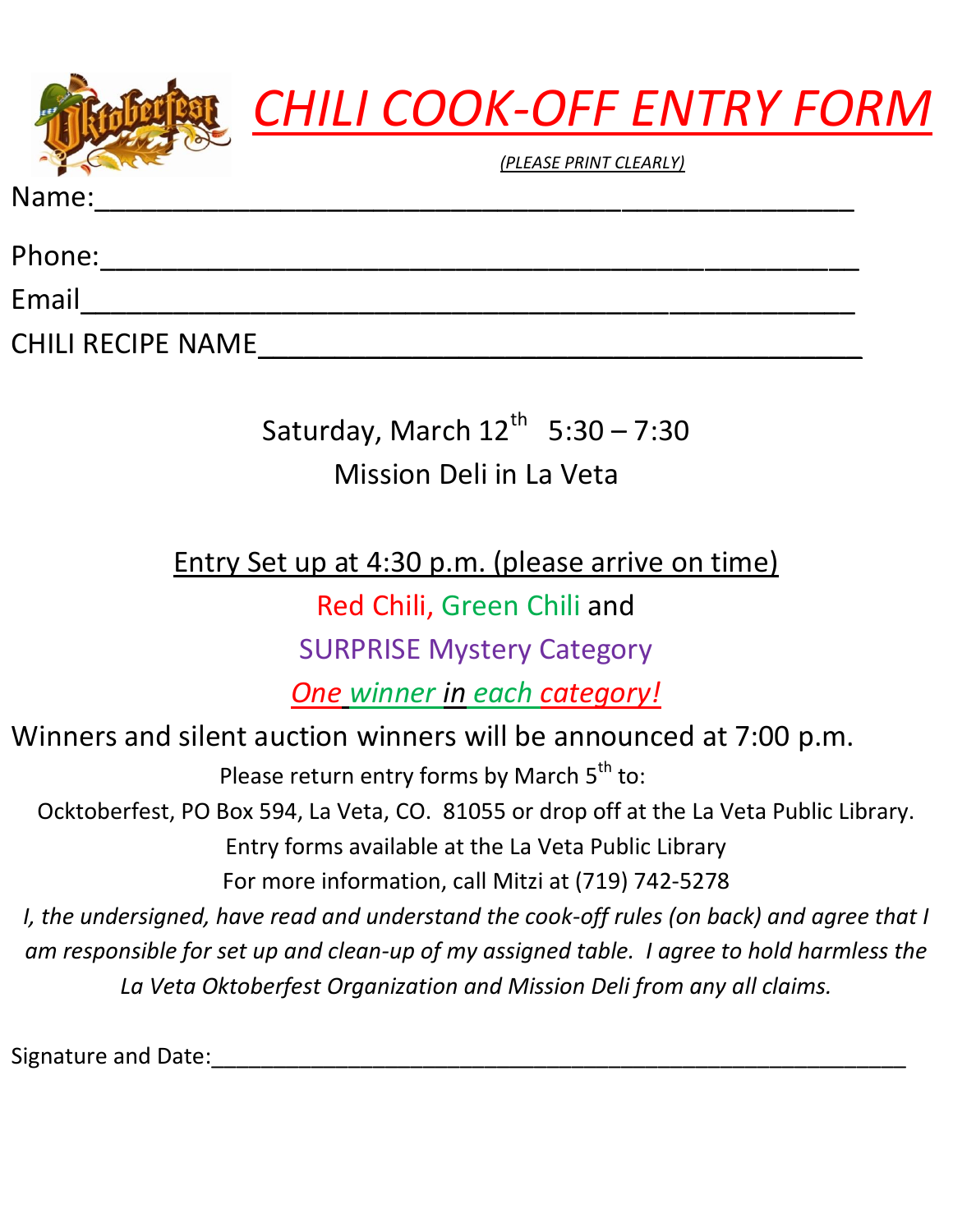# CHILI COOK-OFF ENTRY FORM

*(PLEASE PRINT CLEARLY)*

Name:_______________________________________________

Phone:_______________________________________________

Email_______________________________________________

CHILI RECIPE NAME_______________________________________

Saturday, March 12th 5:30 – 7:30

Mission Deli in La Veta

Entry Set up at 4:30 p.m. (please arrive on time)

Red Chili, Green Chili and

SURPRISE Mystery Category

*One winner in each category!*

Winners and silent auction winners will be announced at 7:00 p.m.

Please return entry forms by March 5th to:

Ocktoberfest, PO Box 594, La Veta, CO. 81055 or drop off at the La Veta Public Library.

Entry forms available at the La Veta Public Library

For more information, call Mitzi at (719) 742-5278

*I, the undersigned, have read and understand the cook-off rules (on back) and agree that I am responsible for set up and clean-up of my assigned table. I agree to hold harmless the La Veta Oktoberfest Organization and Mission Deli from any all claims.*

Signature and Date:_______________________________________________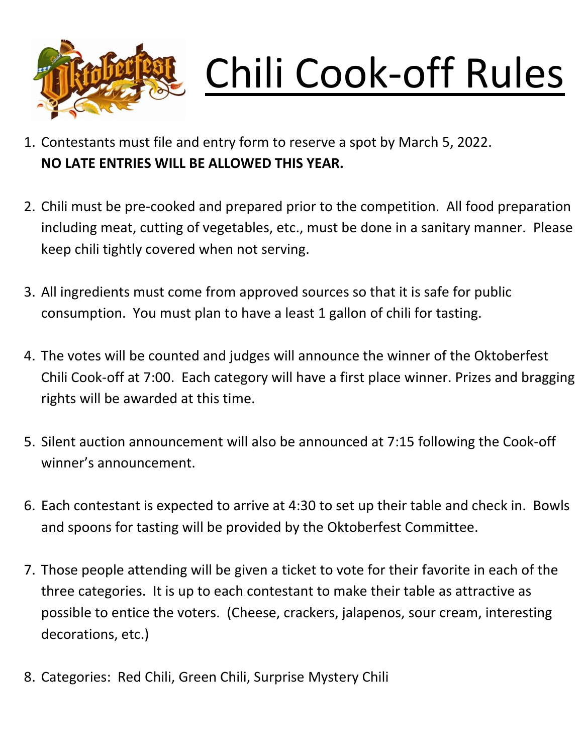# Chili Cook-off Rules

1. Contestants must file and entry form to reserve a spot by March 5, 2022.
   **NO LATE ENTRIES WILL BE ALLOWED THIS YEAR.**

2. Chili must be pre-cooked and prepared prior to the competition. All food preparation including meat, cutting of vegetables, etc., must be done in a sanitary manner. Please keep chili tightly covered when not serving.

3. All ingredients must come from approved sources so that it is safe for public consumption. You must plan to have a least 1 gallon of chili for tasting.

4. The votes will be counted and judges will announce the winner of the Oktoberfest Chili Cook-off at 7:00. Each category will have a first place winner. Prizes and bragging rights will be awarded at this time.

5. Silent auction announcement will also be announced at 7:15 following the Cook-off winner's announcement.

6. Each contestant is expected to arrive at 4:30 to set up their table and check in. Bowls and spoons for tasting will be provided by the Oktoberfest Committee.

7. Those people attending will be given a ticket to vote for their favorite in each of the three categories. It is up to each contestant to make their table as attractive as possible to entice the voters. (Cheese, crackers, jalapenos, sour cream, interesting decorations, etc.)

8. Categories: Red Chili, Green Chili, Surprise Mystery Chili